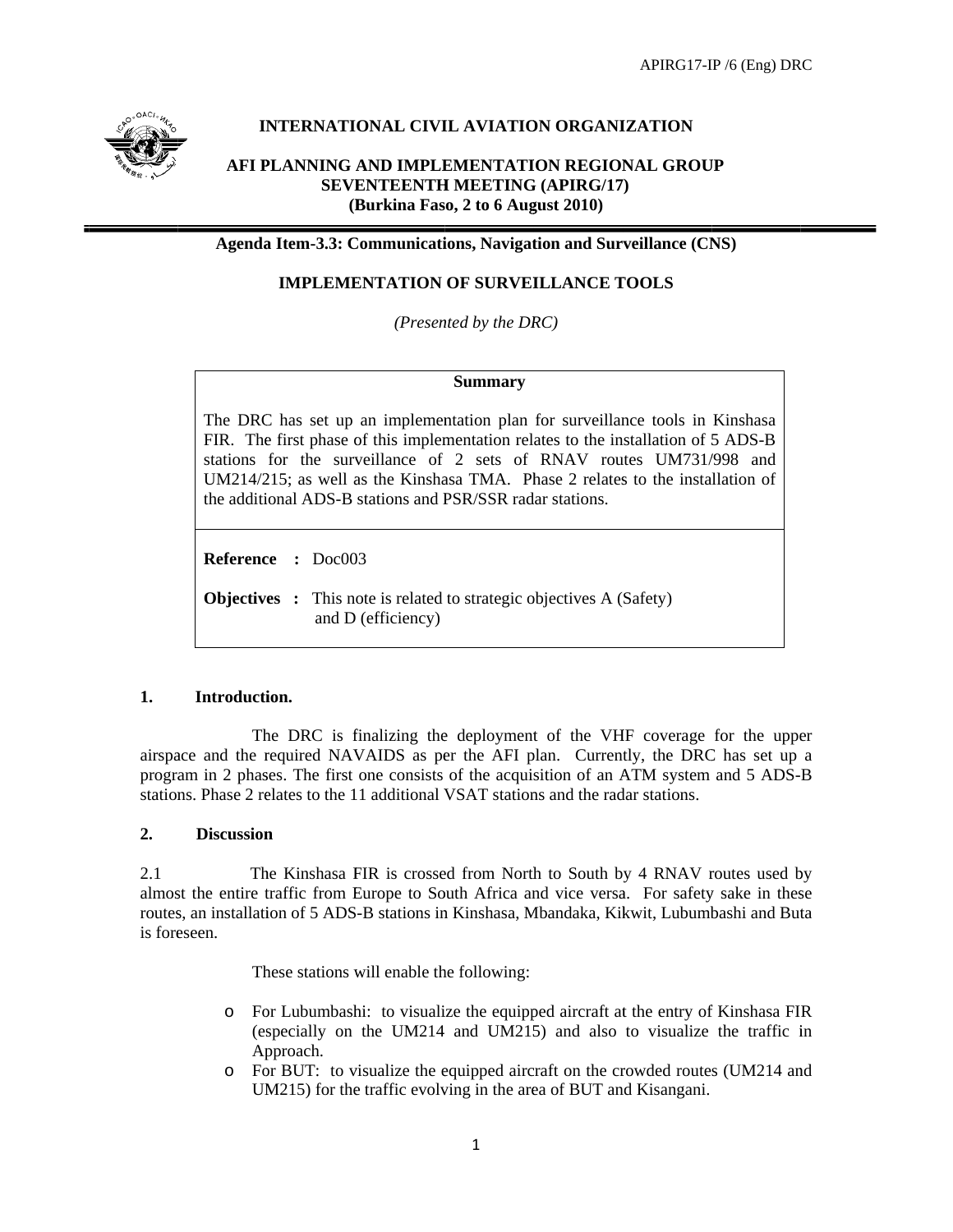**INTERNATIONAL CIVIL AVIATION ORGANIZATION**

**AFI PLANNING AND IMPLEMENTATION REGIONAL GROUP SEVENTEENTH MEETING (APIRG/17) (Burkina Faso, 2 to 6 August 2010)**

**Agenda Item-3.3: Communications, Navigation and Surveillance (CNS)**

# IMPLEMENTATION OF SURVEILLANCE TOOLS

*(Presented by the DRC)*

**Summary**

The DRC has set up an implementation plan for surveillance tools in Kinshasa FIR. The first phase of this implementation relates to the installation of 5 ADS-B stations for the surveillance of 2 sets of RNAV routes UM731/998 and UM214/215; as well as the Kinshasa TMA. Phase 2 relates to the installation of the additional ADS-B stations and PSR/SSR radar stations.

**Reference :** Doc003

**Objectives :** This note is related to strategic objectives A (Safety) and D (efficiency)

## 1. Introduction.

The DRC is finalizing the deployment of the VHF coverage for the upper airspace and the required NAVAIDS as per the AFI plan. Currently, the DRC has set up a program in 2 phases. The first one consists of the acquisition of an ATM system and 5 ADS-B stations. Phase 2 relates to the 11 additional VSAT stations and the radar stations.

## 2. Discussion

2.1 The Kinshasa FIR is crossed from North to South by 4 RNAV routes used by almost the entire traffic from Europe to South Africa and vice versa. For safety sake in these routes, an installation of 5 ADS-B stations in Kinshasa, Mbandaka, Kikwit, Lubumbashi and Buta is foreseen.

These stations will enable the following:

- For Lubumbashi: to visualize the equipped aircraft at the entry of Kinshasa FIR (especially on the UM214 and UM215) and also to visualize the traffic in Approach.
- For BUT: to visualize the equipped aircraft on the crowded routes (UM214 and UM215) for the traffic evolving in the area of BUT and Kisangani.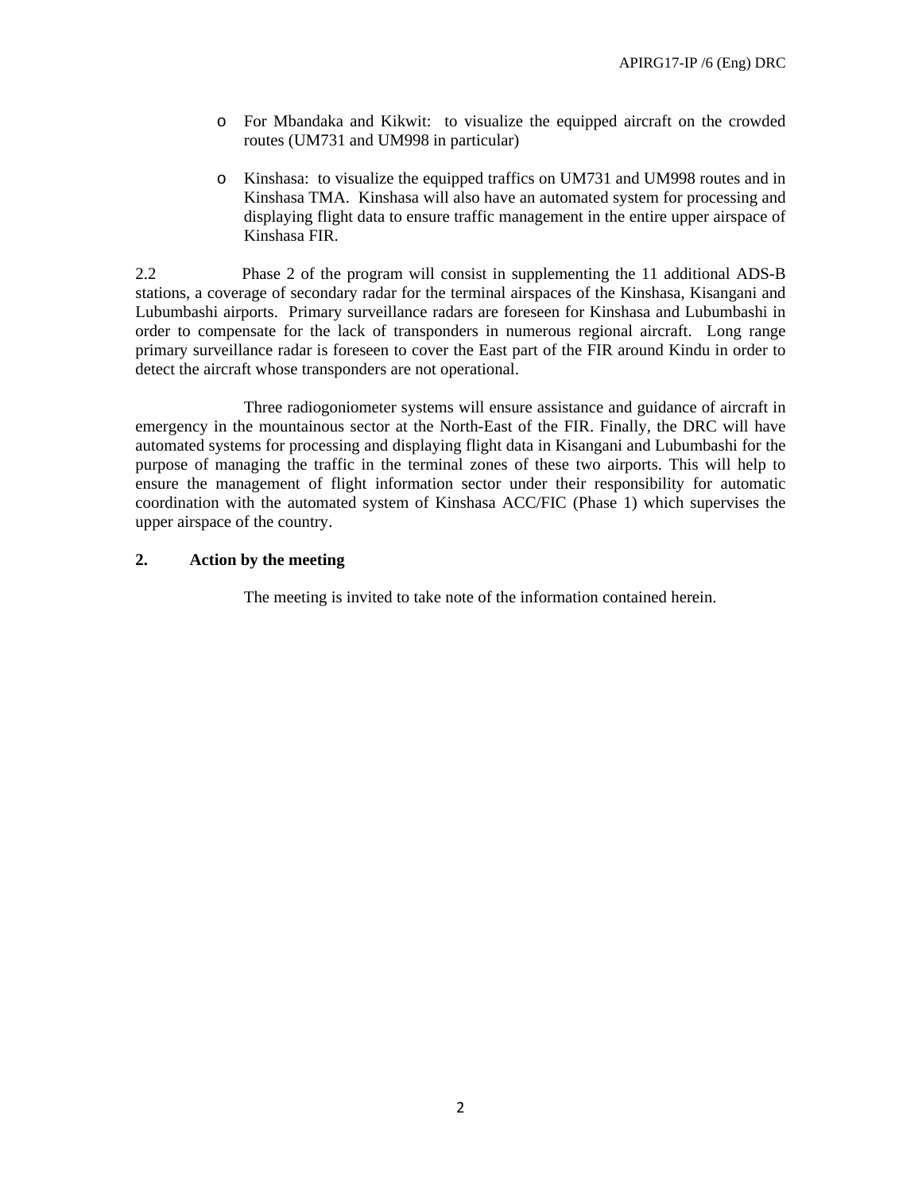- For Mbandaka and Kikwit: to visualize the equipped aircraft on the crowded routes (UM731 and UM998 in particular)
- Kinshasa: to visualize the equipped traffics on UM731 and UM998 routes and in Kinshasa TMA. Kinshasa will also have an automated system for processing and displaying flight data to ensure traffic management in the entire upper airspace of Kinshasa FIR.

2.2 Phase 2 of the program will consist in supplementing the 11 additional ADS-B stations, a coverage of secondary radar for the terminal airspaces of the Kinshasa, Kisangani and Lubumbashi airports. Primary surveillance radars are foreseen for Kinshasa and Lubumbashi in order to compensate for the lack of transponders in numerous regional aircraft. Long range primary surveillance radar is foreseen to cover the East part of the FIR around Kindu in order to detect the aircraft whose transponders are not operational.

Three radiogoniometer systems will ensure assistance and guidance of aircraft in emergency in the mountainous sector at the North-East of the FIR. Finally, the DRC will have automated systems for processing and displaying flight data in Kisangani and Lubumbashi for the purpose of managing the traffic in the terminal zones of these two airports. This will help to ensure the management of flight information sector under their responsibility for automatic coordination with the automated system of Kinshasa ACC/FIC (Phase 1) which supervises the upper airspace of the country.

**2. Action by the meeting**

The meeting is invited to take note of the information contained herein.